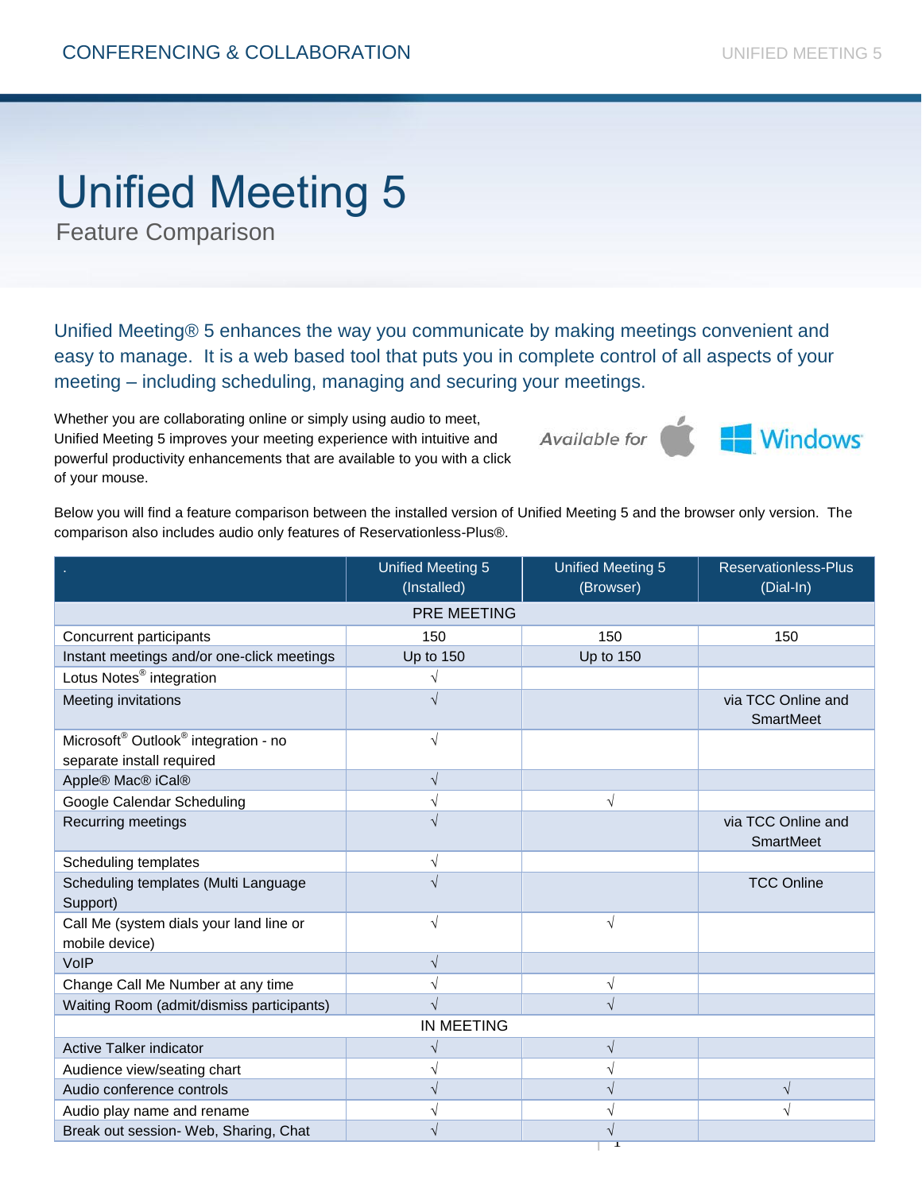# Unified Meeting 5

Feature Comparison

Unified Meeting® 5 enhances the way you communicate by making meetings convenient and easy to manage. It is a web based tool that puts you in complete control of all aspects of your meeting – including scheduling, managing and securing your meetings.

Whether you are collaborating online or simply using audio to meet, Unified Meeting 5 improves your meeting experience with intuitive and powerful productivity enhancements that are available to you with a click of your mouse.

Available for Windows

Below you will find a feature comparison between the installed version of Unified Meeting 5 and the browser only version. The comparison also includes audio only features of Reservationless-Plus®.

| . | Unified Meeting 5 (Installed) | Unified Meeting 5 (Browser) | Reservationless-Plus (Dial-In) |
|---|---|---|---|
| PRE MEETING | | | |
| Concurrent participants | 150 | 150 | 150 |
| Instant meetings and/or one-click meetings | Up to 150 | Up to 150 | |
| Lotus Notes® integration | √ | | |
| Meeting invitations | √ | | via TCC Online and SmartMeet |
| Microsoft® Outlook® integration - no separate install required | √ | | |
| Apple® Mac® iCal® | √ | | |
| Google Calendar Scheduling | √ | √ | |
| Recurring meetings | √ | | via TCC Online and SmartMeet |
| Scheduling templates | √ | | |
| Scheduling templates (Multi Language Support) | √ | | TCC Online |
| Call Me (system dials your land line or mobile device) | √ | √ | |
| VoIP | √ | | |
| Change Call Me Number at any time | √ | √ | |
| Waiting Room (admit/dismiss participants) | √ | √ | |
| IN MEETING | | | |
| Active Talker indicator | √ | √ | |
| Audience view/seating chart | √ | √ | |
| Audio conference controls | √ | √ | √ |
| Audio play name and rename | √ | √ | √ |
| Break out session- Web, Sharing, Chat | √ | √ | |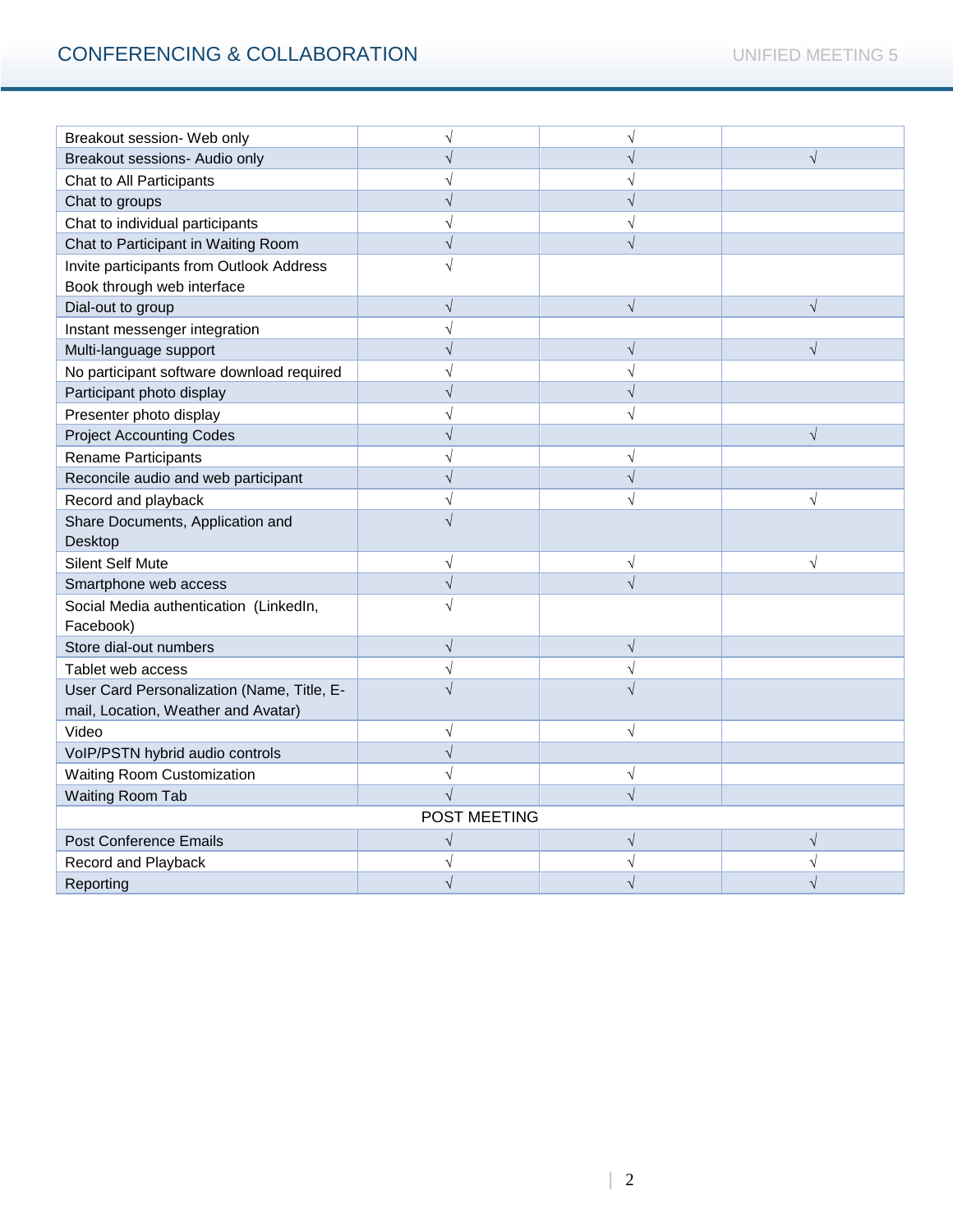| | | | |
|---|---|---|---|
| Breakout session- Web only | √ | √ | |
| Breakout sessions- Audio only | √ | √ | √ |
| Chat to All Participants | √ | √ | |
| Chat to groups | √ | √ | |
| Chat to individual participants | √ | √ | |
| Chat to Participant in Waiting Room | √ | √ | |
| Invite participants from Outlook Address Book through web interface | √ | | |
| Dial-out to group | √ | √ | √ |
| Instant messenger integration | √ | | |
| Multi-language support | √ | √ | √ |
| No participant software download required | √ | √ | |
| Participant photo display | √ | √ | |
| Presenter photo display | √ | √ | |
| Project Accounting Codes | √ | | √ |
| Rename Participants | √ | √ | |
| Reconcile audio and web participant | √ | √ | |
| Record and playback | √ | √ | √ |
| Share Documents, Application and Desktop | √ | | |
| Silent Self Mute | √ | √ | √ |
| Smartphone web access | √ | √ | |
| Social Media authentication (LinkedIn, Facebook) | √ | | |
| Store dial-out numbers | √ | √ | |
| Tablet web access | √ | √ | |
| User Card Personalization (Name, Title, E-mail, Location, Weather and Avatar) | √ | √ | |
| Video | √ | √ | |
| VoIP/PSTN hybrid audio controls | √ | | |
| Waiting Room Customization | √ | √ | |
| Waiting Room Tab | √ | √ | |
| POST MEETING | | | |
| Post Conference Emails | √ | √ | √ |
| Record and Playback | √ | √ | √ |
| Reporting | √ | √ | √ |